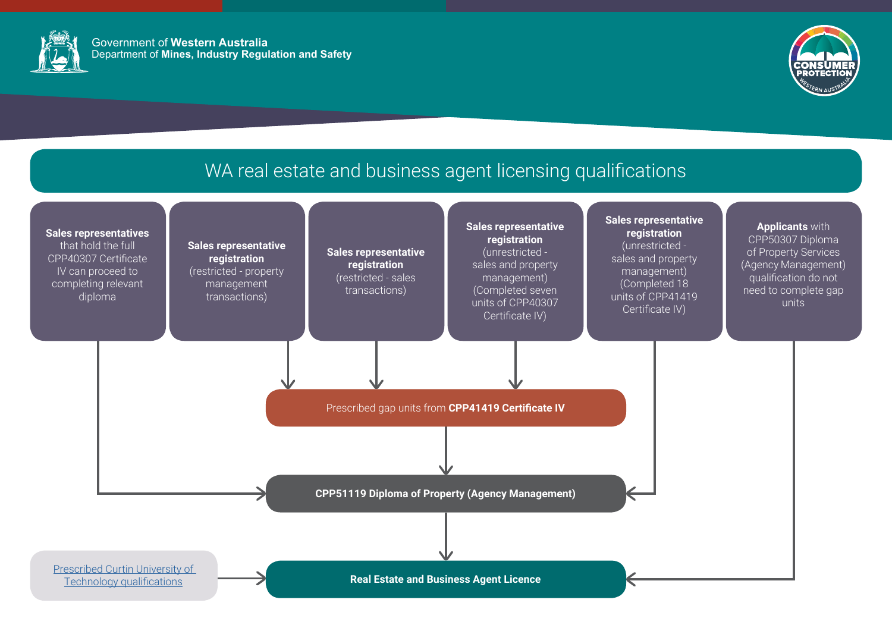Government of **Western Australia**
Department of **Mines, Industry Regulation and Safety**

# WA real estate and business agent licensing qualifications

- **Sales representatives** that hold the full CPP40307 Certificate IV can proceed to completing relevant diploma
- **Sales representative registration** (restricted - property management transactions)
- **Sales representative registration** (restricted - sales transactions)
- **Sales representative registration** (unrestricted - sales and property management) (Completed seven units of CPP40307 Certificate IV)
- **Sales representative registration** (unrestricted - sales and property management) (Completed 18 units of CPP41419 Certificate IV)
- **Applicants** with CPP50307 Diploma of Property Services (Agency Management) qualification do not need to complete gap units

Prescribed gap units from **CPP41419 Certificate IV**

**CPP51119 Diploma of Property (Agency Management)**

[Prescribed Curtin University of Technology qualifications]

**Real Estate and Business Agent Licence**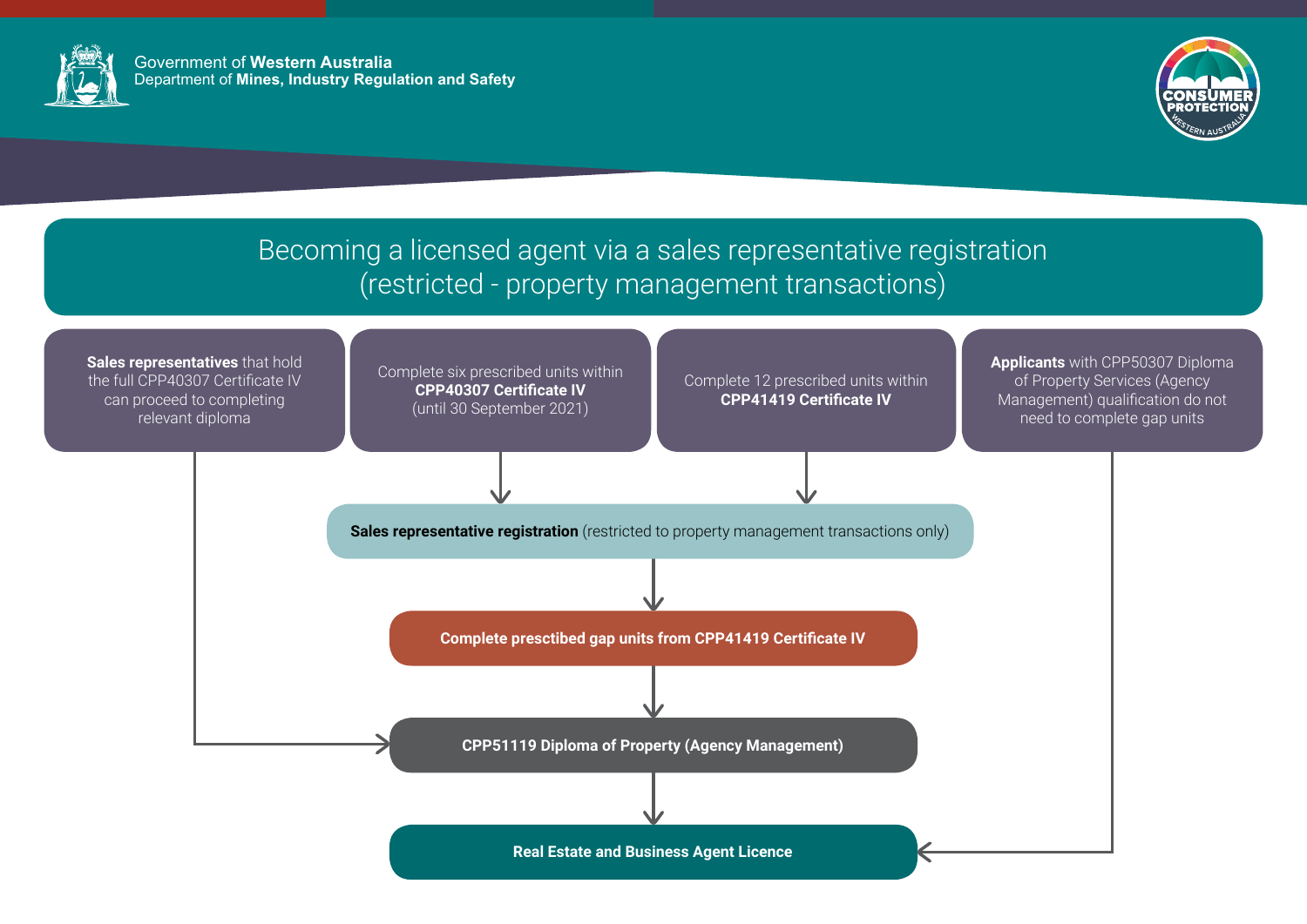Government of **Western Australia**
Department of **Mines, Industry Regulation and Safety**

# Becoming a licensed agent via a sales representative registration (restricted - property management transactions)

**Sales representatives** that hold the full CPP40307 Certificate IV can proceed to completing relevant diploma

Complete six prescribed units within **CPP40307 Certificate IV** (until 30 September 2021)

Complete 12 prescribed units within **CPP41419 Certificate IV**

**Applicants** with CPP50307 Diploma of Property Services (Agency Management) qualification do not need to complete gap units

**Sales representative registration** (restricted to property management transactions only)

**Complete presctibed gap units from CPP41419 Certificate IV**

**CPP51119 Diploma of Property (Agency Management)**

**Real Estate and Business Agent Licence**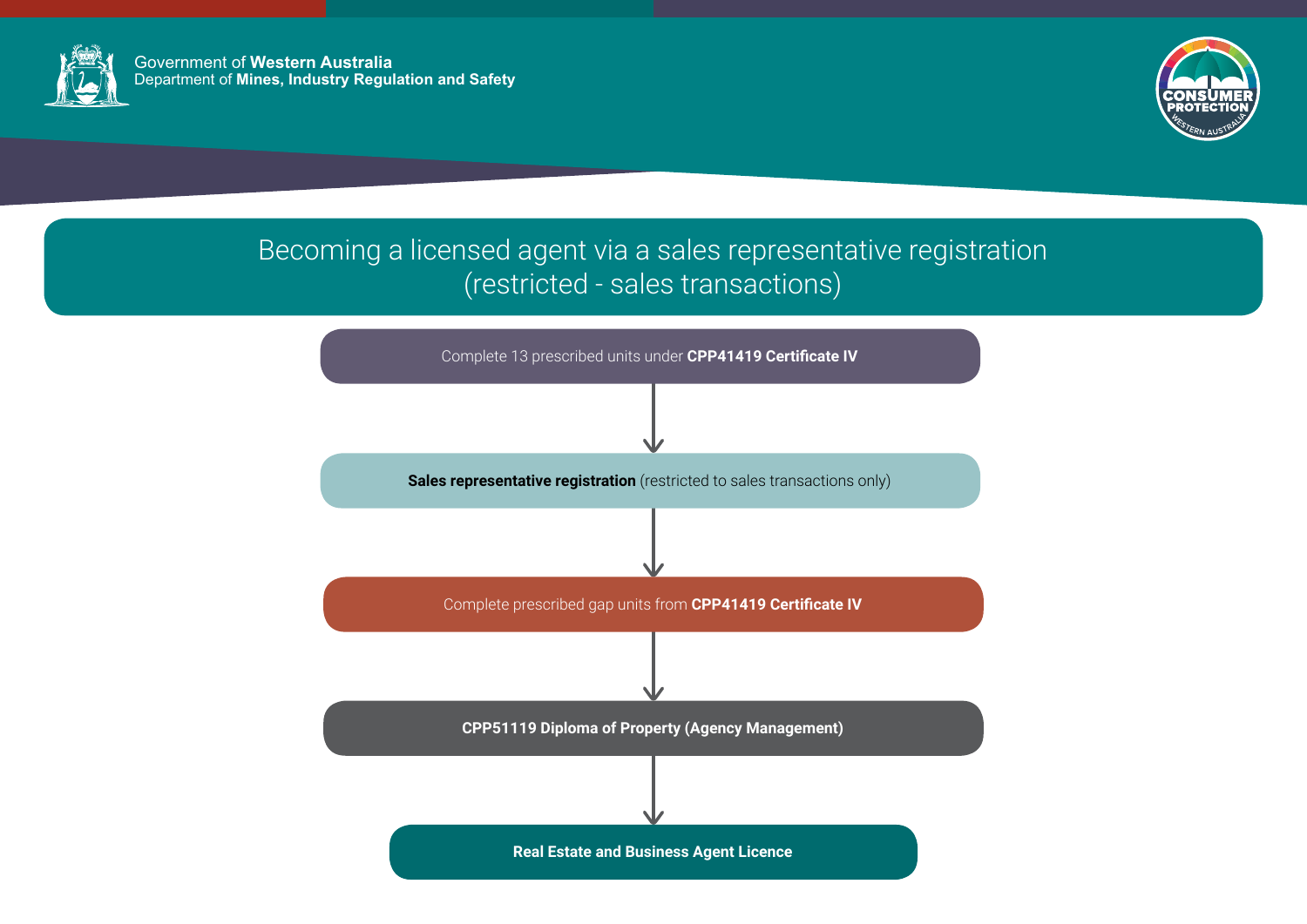Government of **Western Australia**
Department of **Mines, Industry Regulation and Safety**

# Becoming a licensed agent via a sales representative registration (restricted - sales transactions)

Complete 13 prescribed units under **CPP41419 Certificate IV**

↓

**Sales representative registration** (restricted to sales transactions only)

↓

Complete prescribed gap units from **CPP41419 Certificate IV**

↓

**CPP51119 Diploma of Property (Agency Management)**

↓

**Real Estate and Business Agent Licence**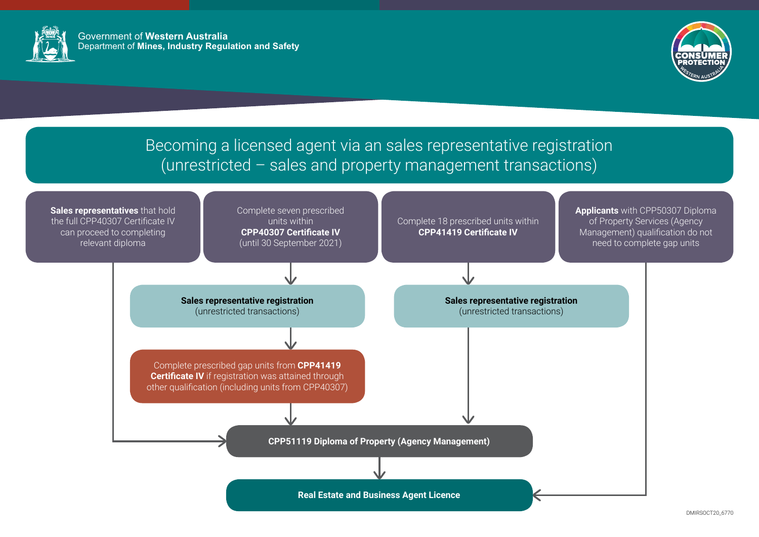Government of **Western Australia**
Department of **Mines, Industry Regulation and Safety**

# Becoming a licensed agent via an sales representative registration (unrestricted – sales and property management transactions)

**Sales representatives** that hold the full CPP40307 Certificate IV can proceed to completing relevant diploma

Complete seven prescribed units within **CPP40307 Certificate IV** (until 30 September 2021)

Complete 18 prescribed units within **CPP41419 Certificate IV**

**Applicants** with CPP50307 Diploma of Property Services (Agency Management) qualification do not need to complete gap units

**Sales representative registration** (unrestricted transactions)

**Sales representative registration** (unrestricted transactions)

Complete prescribed gap units from **CPP41419 Certificate IV** if registration was attained through other qualification (including units from CPP40307)

**CPP51119 Diploma of Property (Agency Management)**

**Real Estate and Business Agent Licence**

DMIRSOCT20_6770